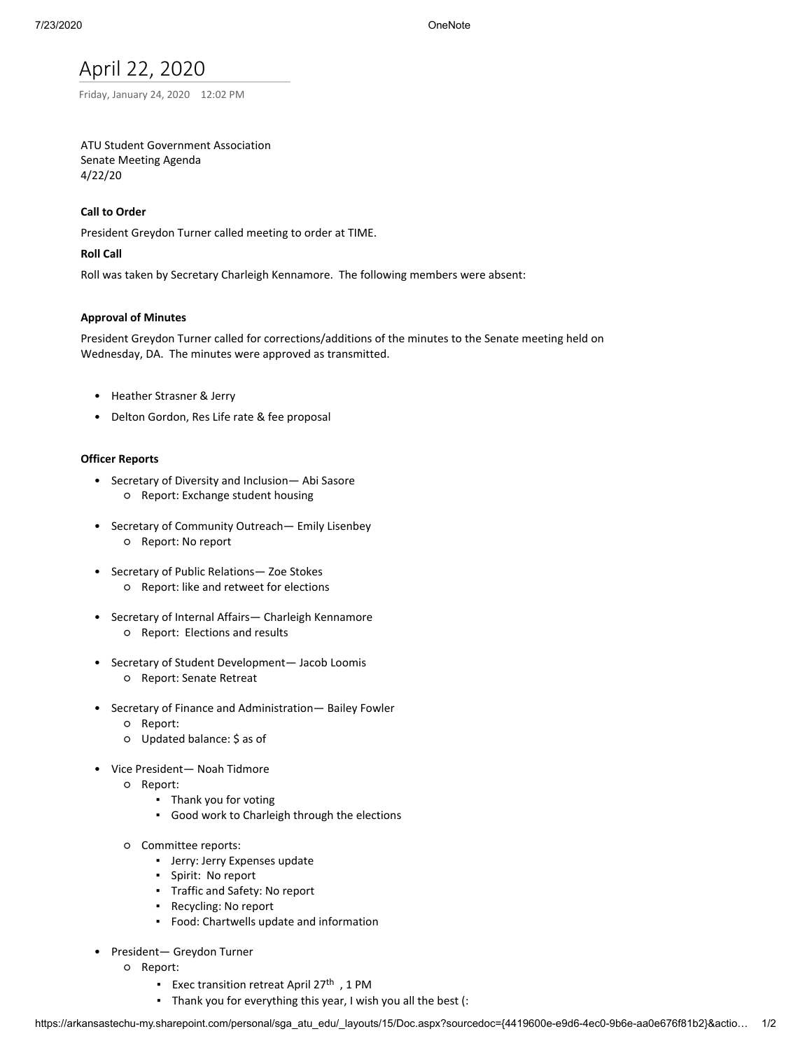# April 22, 2020

Friday, January 24, 2020 12:02 PM

ATU Student Government Association
Senate Meeting Agenda
4/22/20

**Call to Order**

President Greydon Turner called meeting to order at TIME.

**Roll Call**

Roll was taken by Secretary Charleigh Kennamore. The following members were absent:

**Approval of Minutes**

President Greydon Turner called for corrections/additions of the minutes to the Senate meeting held on Wednesday, DA. The minutes were approved as transmitted.

- Heather Strasner & Jerry
- Delton Gordon, Res Life rate & fee proposal

**Officer Reports**

- Secretary of Diversity and Inclusion— Abi Sasore
  - Report: Exchange student housing
- Secretary of Community Outreach— Emily Lisenbey
  - Report: No report
- Secretary of Public Relations— Zoe Stokes
  - Report: like and retweet for elections
- Secretary of Internal Affairs— Charleigh Kennamore
  - Report: Elections and results
- Secretary of Student Development— Jacob Loomis
  - Report: Senate Retreat
- Secretary of Finance and Administration— Bailey Fowler
  - Report:
  - Updated balance: $ as of
- Vice President— Noah Tidmore
  - Report:
    - Thank you for voting
    - Good work to Charleigh through the elections
  - Committee reports:
    - Jerry: Jerry Expenses update
    - Spirit: No report
    - Traffic and Safety: No report
    - Recycling: No report
    - Food: Chartwells update and information
- President— Greydon Turner
  - Report:
    - Exec transition retreat April 27th , 1 PM
    - Thank you for everything this year, I wish you all the best (: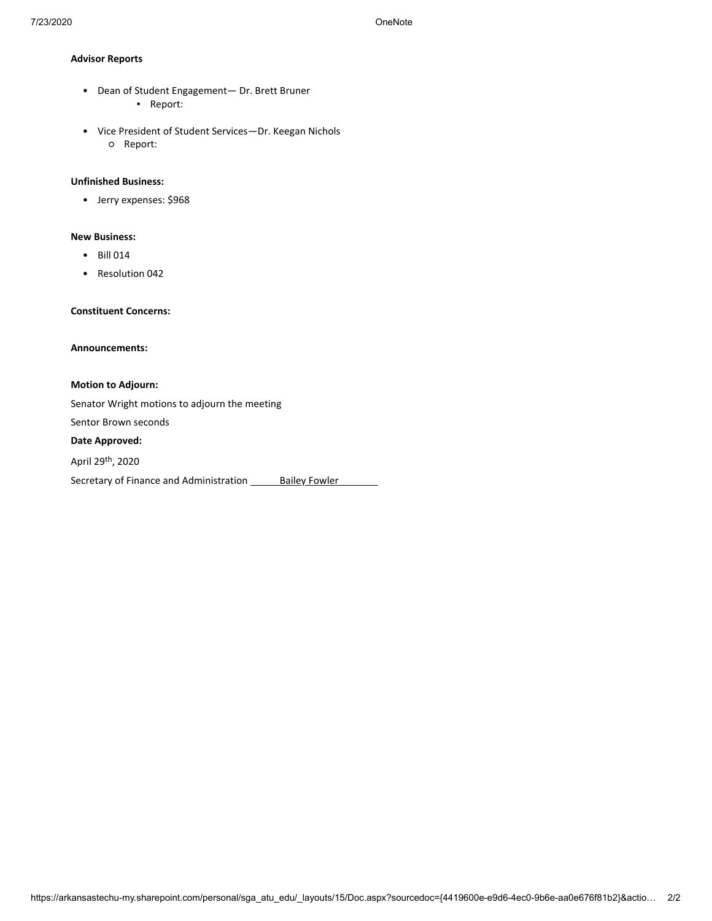**Advisor Reports**

- Dean of Student Engagement— Dr. Brett Bruner
    - Report:
- Vice President of Student Services—Dr. Keegan Nichols
    - Report:

**Unfinished Business:**

- Jerry expenses: $968

**New Business:**

- Bill 014
- Resolution 042

**Constituent Concerns:**

**Announcements:**

**Motion to Adjourn:**

Senator Wright motions to adjourn the meeting

Sentor Brown seconds

**Date Approved:**

April 29th, 2020

Secretary of Finance and Administration Bailey Fowler